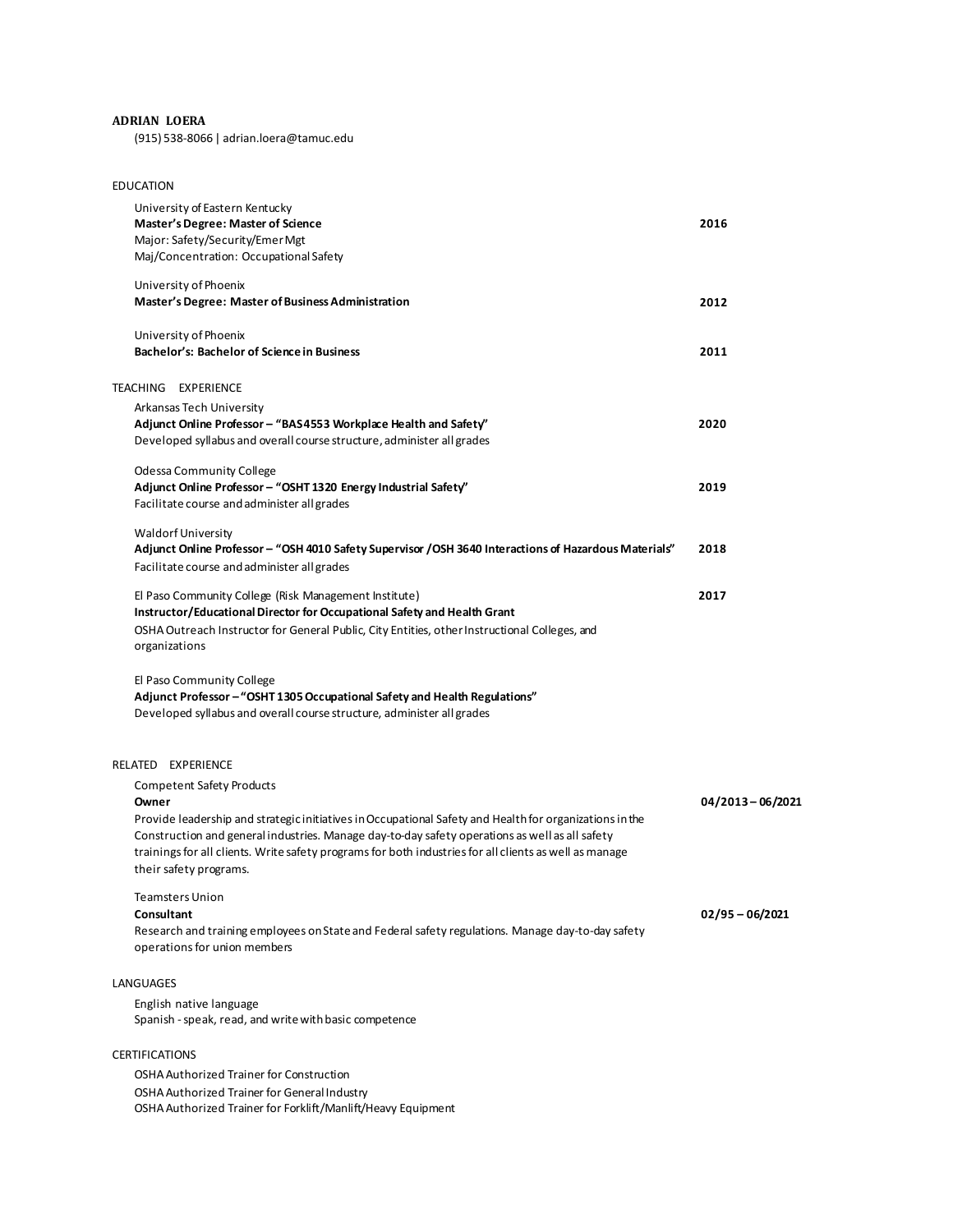# ADRIAN LOERA

(915) 538-8066 | adrian.loera@tamuc.edu

## EDUCATION

University of Eastern Kentucky
**Master's Degree: Master of Science** — **2016**
Major: Safety/Security/Emer Mgt
Maj/Concentration: Occupational Safety

University of Phoenix
**Master's Degree: Master of Business Administration** — **2012**

University of Phoenix
**Bachelor's: Bachelor of Science in Business** — **2011**

## TEACHING EXPERIENCE

Arkansas Tech University
**Adjunct Online Professor – "BAS4553 Workplace Health and Safety"** — **2020**
Developed syllabus and overall course structure, administer all grades

Odessa Community College
**Adjunct Online Professor – "OSHT 1320 Energy Industrial Safety"** — **2019**
Facilitate course and administer all grades

Waldorf University
**Adjunct Online Professor – "OSH 4010 Safety Supervisor / OSH 3640 Interactions of Hazardous Materials"** — **2018**
Facilitate course and administer all grades

El Paso Community College (Risk Management Institute) — **2017**
**Instructor/Educational Director for Occupational Safety and Health Grant**
OSHA Outreach Instructor for General Public, City Entities, other Instructional Colleges, and organizations

El Paso Community College
**Adjunct Professor – "OSHT 1305 Occupational Safety and Health Regulations"**
Developed syllabus and overall course structure, administer all grades

## RELATED EXPERIENCE

Competent Safety Products
**Owner** — **04/2013 – 06/2021**
Provide leadership and strategic initiatives in Occupational Safety and Health for organizations in the Construction and general industries. Manage day-to-day safety operations as well as all safety trainings for all clients. Write safety programs for both industries for all clients as well as manage their safety programs.

Teamsters Union
**Consultant** — **02/95 – 06/2021**
Research and training employees on State and Federal safety regulations. Manage day-to-day safety operations for union members

## LANGUAGES

English native language
Spanish - speak, read, and write with basic competence

## CERTIFICATIONS

OSHA Authorized Trainer for Construction
OSHA Authorized Trainer for General Industry
OSHA Authorized Trainer for Forklift/Manlift/Heavy Equipment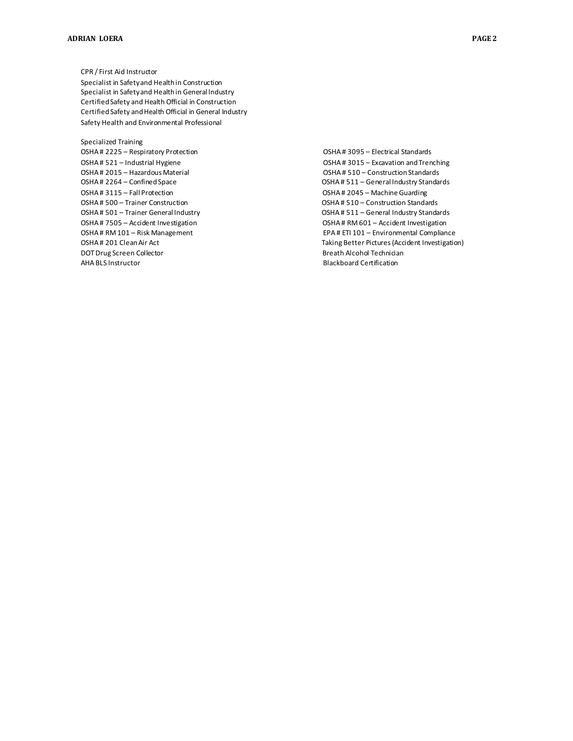CPR / First Aid Instructor
Specialist in Safety and Health in Construction
Specialist in Safety and Health in General Industry
Certified Safety and Health Official in Construction
Certified Safety and Health Official in General Industry
Safety Health and Environmental Professional

Specialized Training

OSHA # 2225 – Respiratory Protection
OSHA # 521 – Industrial Hygiene
OSHA # 2015 – Hazardous Material
OSHA # 2264 – Confined Space
OSHA # 3115 – Fall Protection
OSHA # 500 – Trainer Construction
OSHA # 501 – Trainer General Industry
OSHA # 7505 – Accident Investigation
OSHA # RM 101 – Risk Management
OSHA # 201 Clean Air Act
DOT Drug Screen Collector
AHA BLS Instructor

OSHA # 3095 – Electrical Standards
OSHA # 3015 – Excavation and Trenching
OSHA # 510 – Construction Standards
OSHA # 511 – General Industry Standards
OSHA # 2045 – Machine Guarding
OSHA # 510 – Construction Standards
OSHA # 511 – General Industry Standards
OSHA # RM 601 – Accident Investigation
EPA # ETI 101 – Environmental Compliance
Taking Better Pictures (Accident Investigation)
Breath Alcohol Technician
Blackboard Certification